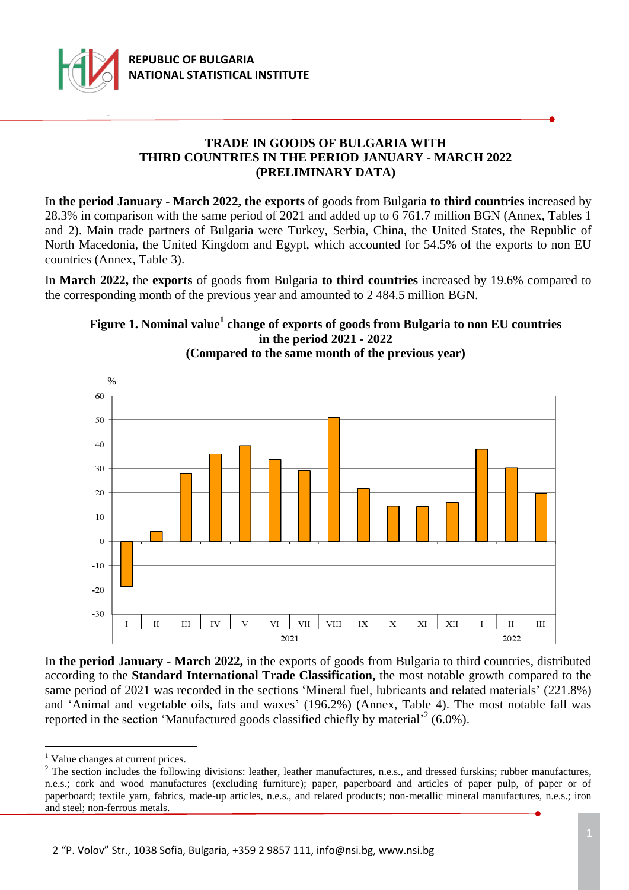# TRADE IN GOODS OF BULGARIA WITH THIRD COUNTRIES IN THE PERIOD JANUARY - MARCH 2022 (PRELIMINARY DATA)

In **the period January - March 2022, the exports** of goods from Bulgaria **to third countries** increased by 28.3% in comparison with the same period of 2021 and added up to 6 761.7 million BGN (Annex, Tables 1 and 2). Main trade partners of Bulgaria were Turkey, Serbia, China, the United States, the Republic of North Macedonia, the United Kingdom and Egypt, which accounted for 54.5% of the exports to non EU countries (Annex, Table 3).

In **March 2022,** the **exports** of goods from Bulgaria **to third countries** increased by 19.6% compared to the corresponding month of the previous year and amounted to 2 484.5 million BGN.

**Figure 1. Nominal value[1] change of exports of goods from Bulgaria to non EU countries in the period 2021 - 2022 (Compared to the same month of the previous year)**

%

60
50
40
30
20
10
0
-10
-20
-30

I II III IV V VI VII VIII IX X XI XII I II III

2021 2022

In **the period January - March 2022,** in the exports of goods from Bulgaria to third countries, distributed according to the **Standard International Trade Classification,** the most notable growth compared to the same period of 2021 was recorded in the sections ‘Mineral fuel, lubricants and related materials’ (221.8%) and ‘Animal and vegetable oils, fats and waxes’ (196.2%) (Annex, Table 4). The most notable fall was reported in the section ‘Manufactured goods classified chiefly by material’[2] (6.0%).

---

[1] Value changes at current prices.

[2] The section includes the following divisions: leather, leather manufactures, n.e.s., and dressed furskins; rubber manufactures, n.e.s.; cork and wood manufactures (excluding furniture); paper, paperboard and articles of paper pulp, of paper or of paperboard; textile yarn, fabrics, made-up articles, n.e.s., and related products; non-metallic mineral manufactures, n.e.s.; iron and steel; non-ferrous metals.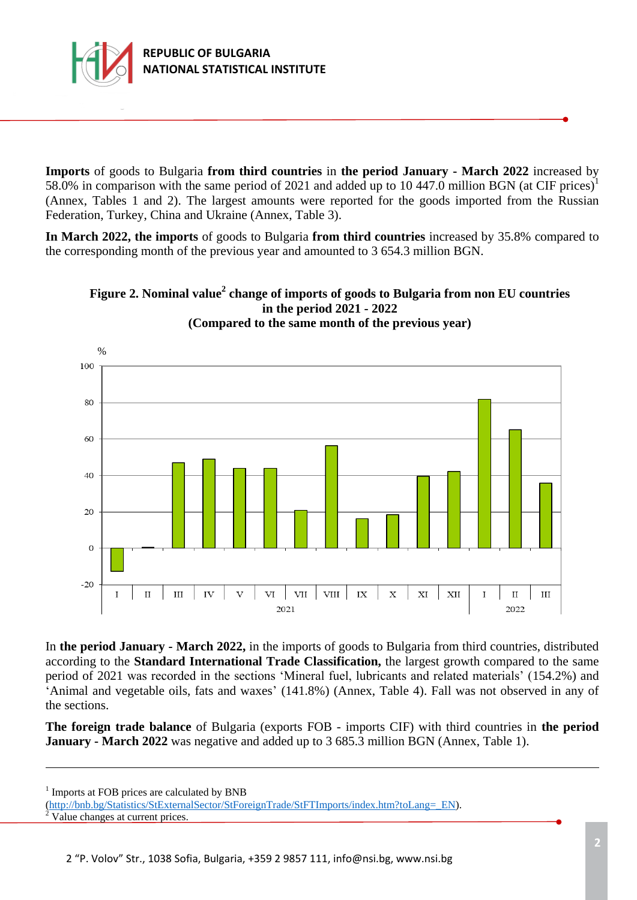**Imports** of goods to Bulgaria **from third countries** in **the period January - March 2022** increased by 58.0% in comparison with the same period of 2021 and added up to 10 447.0 million BGN (at CIF prices)[1] (Annex, Tables 1 and 2). The largest amounts were reported for the goods imported from the Russian Federation, Turkey, China and Ukraine (Annex, Table 3).

**In March 2022, the imports** of goods to Bulgaria **from third countries** increased by 35.8% compared to the corresponding month of the previous year and amounted to 3 654.3 million BGN.

**Figure 2. Nominal value[2] change of imports of goods to Bulgaria from non EU countries in the period 2021 - 2022**
**(Compared to the same month of the previous year)**

%
100
80
60
40
20
0
-20
I II III IV V VI VII VIII IX X XI XII I II III
2021 2022

In **the period January - March 2022,** in the imports of goods to Bulgaria from third countries, distributed according to the **Standard International Trade Classification,** the largest growth compared to the same period of 2021 was recorded in the sections 'Mineral fuel, lubricants and related materials' (154.2%) and 'Animal and vegetable oils, fats and waxes' (141.8%) (Annex, Table 4). Fall was not observed in any of the sections.

**The foreign trade balance** of Bulgaria (exports FOB - imports CIF) with third countries in **the period January - March 2022** was negative and added up to 3 685.3 million BGN (Annex, Table 1).

---

[1] Imports at FOB prices are calculated by BNB (http://bnb.bg/Statistics/StExternalSector/StForeignTrade/StFTImports/index.htm?toLang=_EN).

[2] Value changes at current prices.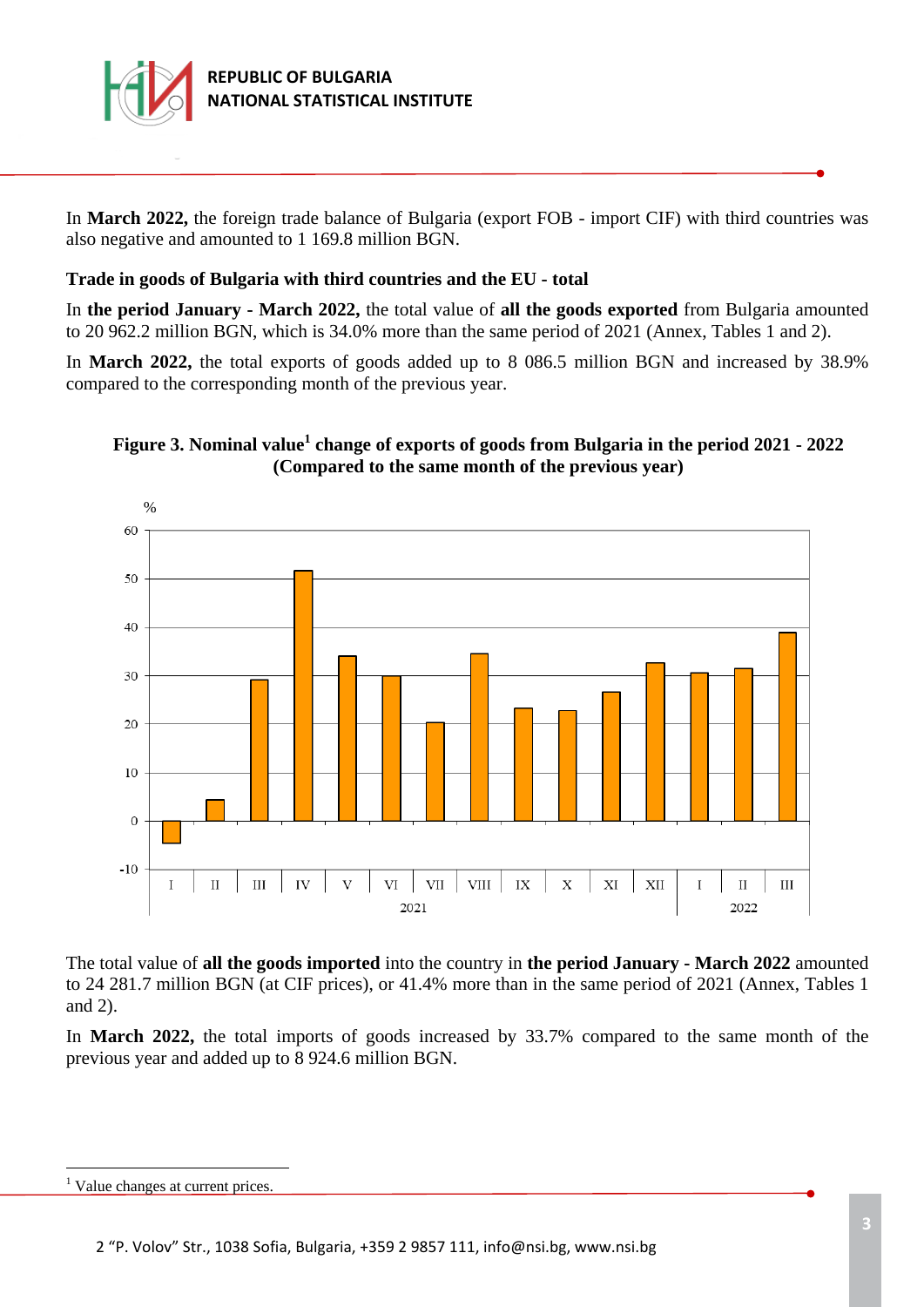In **March 2022,** the foreign trade balance of Bulgaria (export FOB - import CIF) with third countries was also negative and amounted to 1 169.8 million BGN.

**Trade in goods of Bulgaria with third countries and the EU - total**

In **the period January - March 2022,** the total value of **all the goods exported** from Bulgaria amounted to 20 962.2 million BGN, which is 34.0% more than the same period of 2021 (Annex, Tables 1 and 2).

In **March 2022,** the total exports of goods added up to 8 086.5 million BGN and increased by 38.9% compared to the corresponding month of the previous year.

**Figure 3. Nominal value[1] change of exports of goods from Bulgaria in the period 2021 - 2022 (Compared to the same month of the previous year)**

%

60
50
40
30
20
10
0
-10

I II III IV V VI VII VIII IX X XI XII I II III

2021 2022

The total value of **all the goods imported** into the country in **the period January - March 2022** amounted to 24 281.7 million BGN (at CIF prices), or 41.4% more than in the same period of 2021 (Annex, Tables 1 and 2).

In **March 2022,** the total imports of goods increased by 33.7% compared to the same month of the previous year and added up to 8 924.6 million BGN.

[1] Value changes at current prices.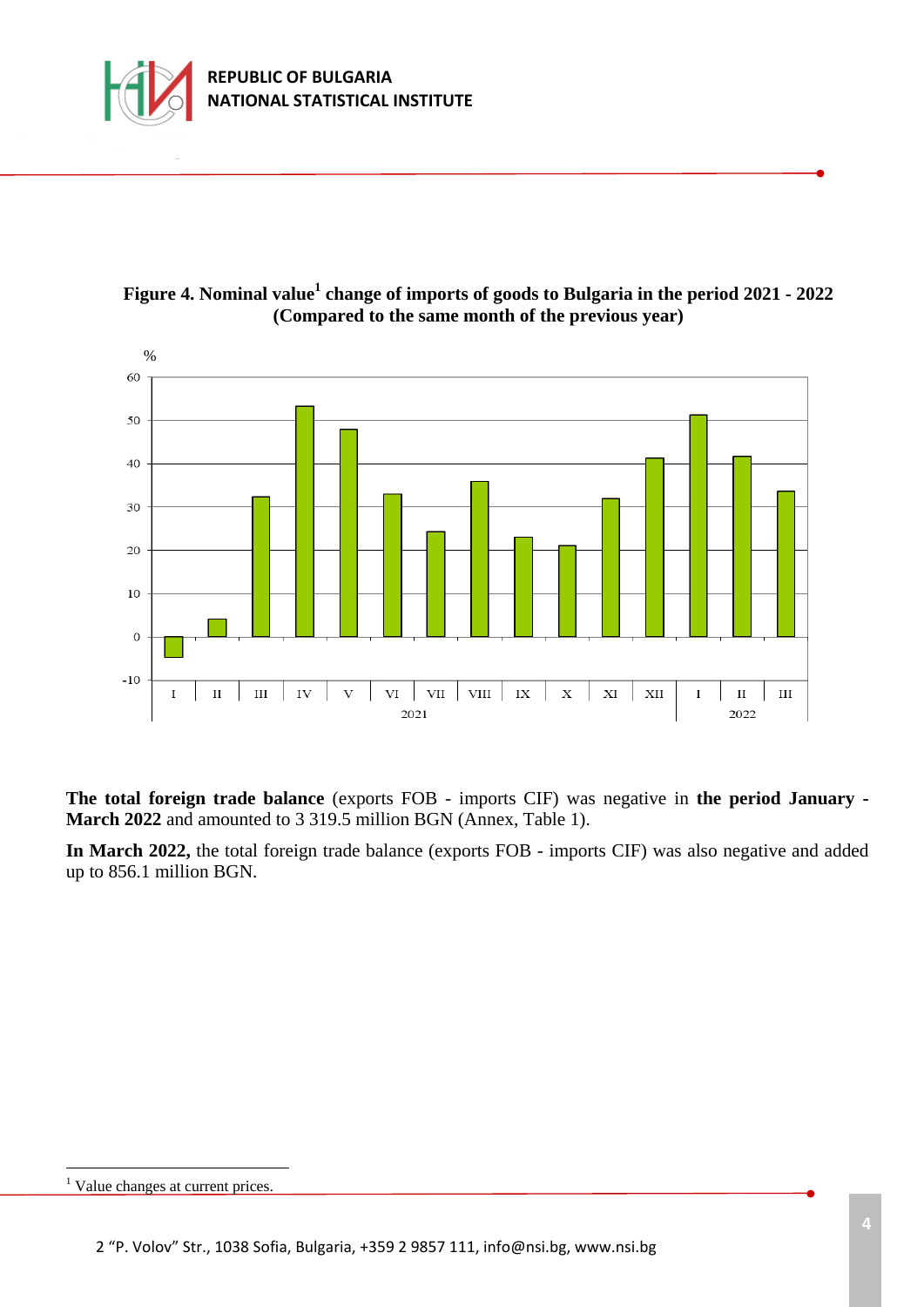**Figure 4. Nominal value[1] change of imports of goods to Bulgaria in the period 2021 - 2022 (Compared to the same month of the previous year)**

%

60
50
40
30
20
10
0
-10

I II III IV V VI VII VIII IX X XI XII I II III

2021 2022

**The total foreign trade balance** (exports FOB - imports CIF) was negative in **the period January - March 2022** and amounted to 3 319.5 million BGN (Annex, Table 1).

**In March 2022,** the total foreign trade balance (exports FOB - imports CIF) was also negative and added up to 856.1 million BGN.

[1] Value changes at current prices.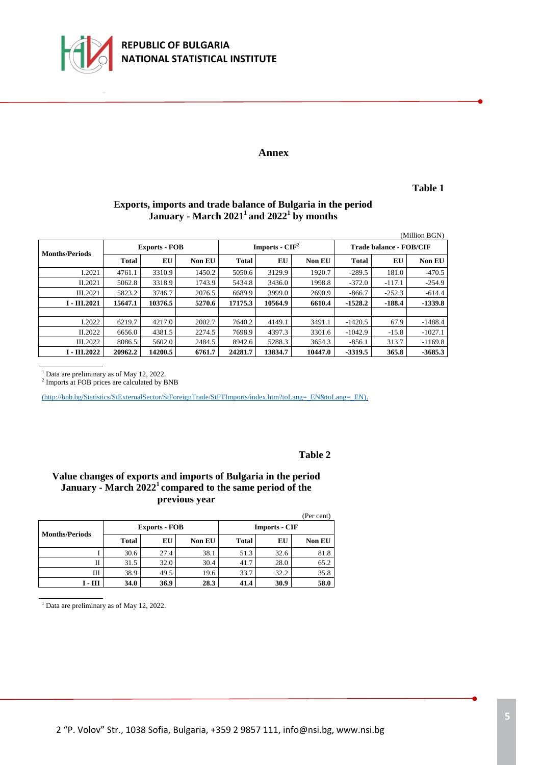## Annex

**Table 1**

### Exports, imports and trade balance of Bulgaria in the period January - March 2021[1] and 2022[1] by months

(Million BGN)

| Months/Periods | Exports - FOB | | | Imports - CIF[2] | | | Trade balance - FOB/CIF | | |
|---|---|---|---|---|---|---|---|---|---|
| | **Total** | **EU** | **Non EU** | **Total** | **EU** | **Non EU** | **Total** | **EU** | **Non EU** |
| I.2021 | 4761.1 | 3310.9 | 1450.2 | 5050.6 | 3129.9 | 1920.7 | -289.5 | 181.0 | -470.5 |
| II.2021 | 5062.8 | 3318.9 | 1743.9 | 5434.8 | 3436.0 | 1998.8 | -372.0 | -117.1 | -254.9 |
| III.2021 | 5823.2 | 3746.7 | 2076.5 | 6689.9 | 3999.0 | 2690.9 | -866.7 | -252.3 | -614.4 |
| **I - III.2021** | **15647.1** | **10376.5** | **5270.6** | **17175.3** | **10564.9** | **6610.4** | **-1528.2** | **-188.4** | **-1339.8** |
| | | | | | | | | | |
| I.2022 | 6219.7 | 4217.0 | 2002.7 | 7640.2 | 4149.1 | 3491.1 | -1420.5 | 67.9 | -1488.4 |
| II.2022 | 6656.0 | 4381.5 | 2274.5 | 7698.9 | 4397.3 | 3301.6 | -1042.9 | -15.8 | -1027.1 |
| III.2022 | 8086.5 | 5602.0 | 2484.5 | 8942.6 | 5288.3 | 3654.3 | -856.1 | 313.7 | -1169.8 |
| **I - III.2022** | **20962.2** | **14200.5** | **6761.7** | **24281.7** | **13834.7** | **10447.0** | **-3319.5** | **365.8** | **-3685.3** |

[1] Data are preliminary as of May 12, 2022.
[2] Imports at FOB prices are calculated by BNB

(http://bnb.bg/Statistics/StExternalSector/StForeignTrade/StFTImports/index.htm?toLang=_EN&toLang=_EN).

**Table 2**

### Value changes of exports and imports of Bulgaria in the period January - March 2022[1] compared to the same period of the previous year

(Per cent)

| Months/Periods | Exports - FOB | | | Imports - CIF | | |
|---|---|---|---|---|---|---|
| | **Total** | **EU** | **Non EU** | **Total** | **EU** | **Non EU** |
| I | 30.6 | 27.4 | 38.1 | 51.3 | 32.6 | 81.8 |
| II | 31.5 | 32.0 | 30.4 | 41.7 | 28.0 | 65.2 |
| III | 38.9 | 49.5 | 19.6 | 33.7 | 32.2 | 35.8 |
| **I - III** | **34.0** | **36.9** | **28.3** | **41.4** | **30.9** | **58.0** |

[1] Data are preliminary as of May 12, 2022.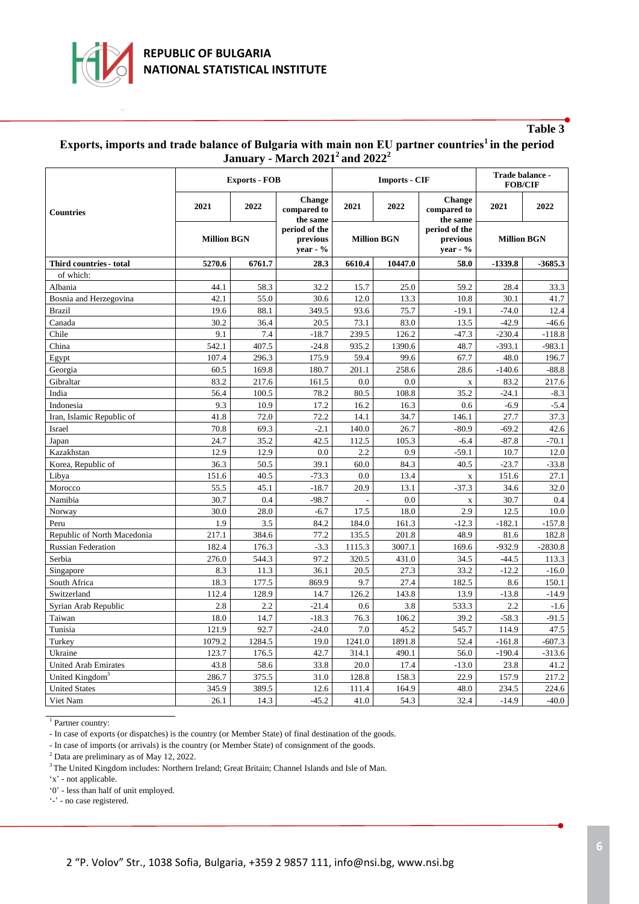**Table 3**

## Exports, imports and trade balance of Bulgaria with main non EU partner countries[1] in the period January - March 2021[2] and 2022[2]

| Countries | Exports - FOB | | | Imports - CIF | | | Trade balance - FOB/CIF | |
|---|---|---|---|---|---|---|---|---|
| | 2021 | 2022 | Change compared to the same period of the previous year - % | 2021 | 2022 | Change compared to the same period of the previous year - % | 2021 | 2022 |
| | Million BGN | | | Million BGN | | | Million BGN | |
| **Third countries - total** | **5270.6** | **6761.7** | **28.3** | **6610.4** | **10447.0** | **58.0** | **-1339.8** | **-3685.3** |
| of which: | | | | | | | | |
| Albania | 44.1 | 58.3 | 32.2 | 15.7 | 25.0 | 59.2 | 28.4 | 33.3 |
| Bosnia and Herzegovina | 42.1 | 55.0 | 30.6 | 12.0 | 13.3 | 10.8 | 30.1 | 41.7 |
| Brazil | 19.6 | 88.1 | 349.5 | 93.6 | 75.7 | -19.1 | -74.0 | 12.4 |
| Canada | 30.2 | 36.4 | 20.5 | 73.1 | 83.0 | 13.5 | -42.9 | -46.6 |
| Chile | 9.1 | 7.4 | -18.7 | 239.5 | 126.2 | -47.3 | -230.4 | -118.8 |
| China | 542.1 | 407.5 | -24.8 | 935.2 | 1390.6 | 48.7 | -393.1 | -983.1 |
| Egypt | 107.4 | 296.3 | 175.9 | 59.4 | 99.6 | 67.7 | 48.0 | 196.7 |
| Georgia | 60.5 | 169.8 | 180.7 | 201.1 | 258.6 | 28.6 | -140.6 | -88.8 |
| Gibraltar | 83.2 | 217.6 | 161.5 | 0.0 | 0.0 | x | 83.2 | 217.6 |
| India | 56.4 | 100.5 | 78.2 | 80.5 | 108.8 | 35.2 | -24.1 | -8.3 |
| Indonesia | 9.3 | 10.9 | 17.2 | 16.2 | 16.3 | 0.6 | -6.9 | -5.4 |
| Iran, Islamic Republic of | 41.8 | 72.0 | 72.2 | 14.1 | 34.7 | 146.1 | 27.7 | 37.3 |
| Israel | 70.8 | 69.3 | -2.1 | 140.0 | 26.7 | -80.9 | -69.2 | 42.6 |
| Japan | 24.7 | 35.2 | 42.5 | 112.5 | 105.3 | -6.4 | -87.8 | -70.1 |
| Kazakhstan | 12.9 | 12.9 | 0.0 | 2.2 | 0.9 | -59.1 | 10.7 | 12.0 |
| Korea, Republic of | 36.3 | 50.5 | 39.1 | 60.0 | 84.3 | 40.5 | -23.7 | -33.8 |
| Libya | 151.6 | 40.5 | -73.3 | 0.0 | 13.4 | x | 151.6 | 27.1 |
| Morocco | 55.5 | 45.1 | -18.7 | 20.9 | 13.1 | -37.3 | 34.6 | 32.0 |
| Namibia | 30.7 | 0.4 | -98.7 | - | 0.0 | x | 30.7 | 0.4 |
| Norway | 30.0 | 28.0 | -6.7 | 17.5 | 18.0 | 2.9 | 12.5 | 10.0 |
| Peru | 1.9 | 3.5 | 84.2 | 184.0 | 161.3 | -12.3 | -182.1 | -157.8 |
| Republic of North Macedonia | 217.1 | 384.6 | 77.2 | 135.5 | 201.8 | 48.9 | 81.6 | 182.8 |
| Russian Federation | 182.4 | 176.3 | -3.3 | 1115.3 | 3007.1 | 169.6 | -932.9 | -2830.8 |
| Serbia | 276.0 | 544.3 | 97.2 | 320.5 | 431.0 | 34.5 | -44.5 | 113.3 |
| Singapore | 8.3 | 11.3 | 36.1 | 20.5 | 27.3 | 33.2 | -12.2 | -16.0 |
| South Africa | 18.3 | 177.5 | 869.9 | 9.7 | 27.4 | 182.5 | 8.6 | 150.1 |
| Switzerland | 112.4 | 128.9 | 14.7 | 126.2 | 143.8 | 13.9 | -13.8 | -14.9 |
| Syrian Arab Republic | 2.8 | 2.2 | -21.4 | 0.6 | 3.8 | 533.3 | 2.2 | -1.6 |
| Taiwan | 18.0 | 14.7 | -18.3 | 76.3 | 106.2 | 39.2 | -58.3 | -91.5 |
| Tunisia | 121.9 | 92.7 | -24.0 | 7.0 | 45.2 | 545.7 | 114.9 | 47.5 |
| Turkey | 1079.2 | 1284.5 | 19.0 | 1241.0 | 1891.8 | 52.4 | -161.8 | -607.3 |
| Ukraine | 123.7 | 176.5 | 42.7 | 314.1 | 490.1 | 56.0 | -190.4 | -313.6 |
| United Arab Emirates | 43.8 | 58.6 | 33.8 | 20.0 | 17.4 | -13.0 | 23.8 | 41.2 |
| United Kingdom[3] | 286.7 | 375.5 | 31.0 | 128.8 | 158.3 | 22.9 | 157.9 | 217.2 |
| United States | 345.9 | 389.5 | 12.6 | 111.4 | 164.9 | 48.0 | 234.5 | 224.6 |
| Viet Nam | 26.1 | 14.3 | -45.2 | 41.0 | 54.3 | 32.4 | -14.9 | -40.0 |

[1] Partner country:

- In case of exports (or dispatches) is the country (or Member State) of final destination of the goods.

- In case of imports (or arrivals) is the country (or Member State) of consignment of the goods.

[2] Data are preliminary as of May 12, 2022.

[3] The United Kingdom includes: Northern Ireland; Great Britain; Channel Islands and Isle of Man.

'x' - not applicable.

'0' - less than half of unit employed.

'-' - no case registered.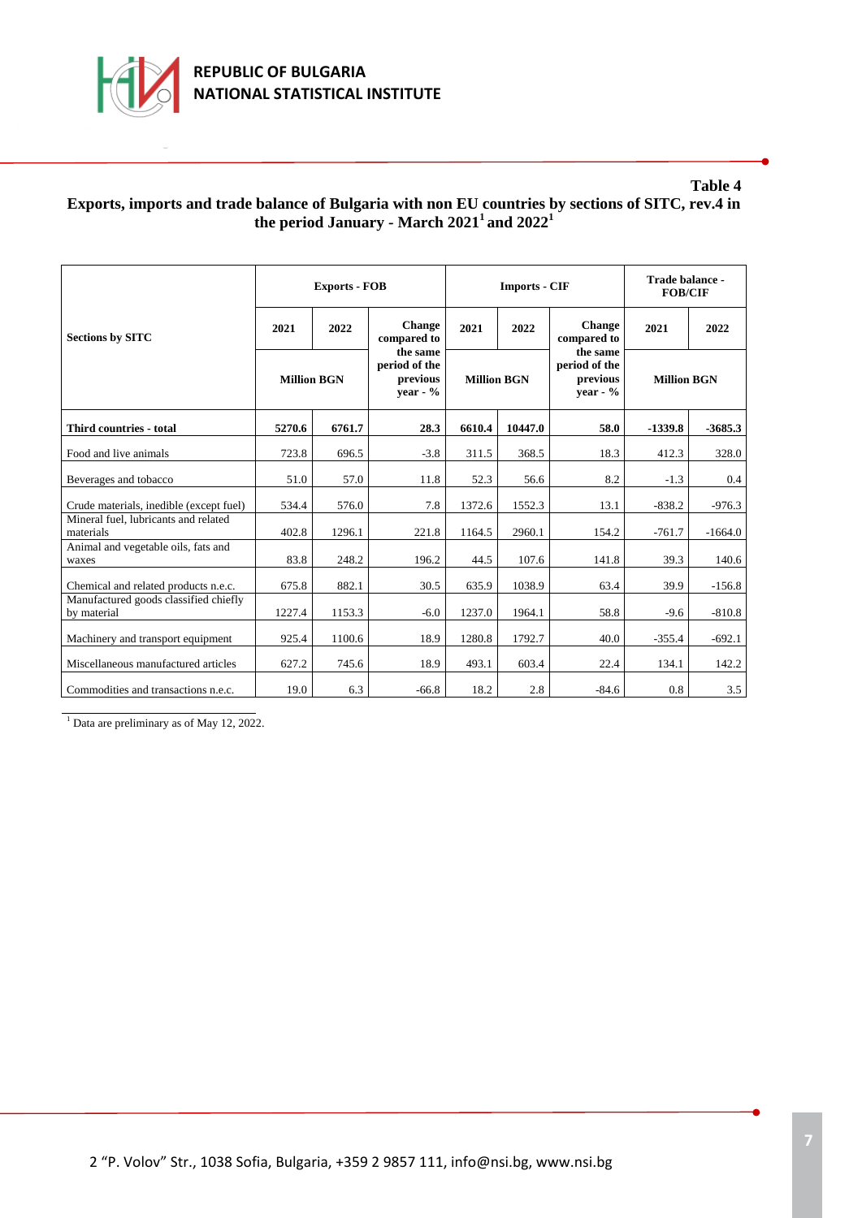REPUBLIC OF BULGARIA
NATIONAL STATISTICAL INSTITUTE

**Table 4**

**Exports, imports and trade balance of Bulgaria with non EU countries by sections of SITC, rev.4 in the period January - March 2021[1] and 2022[1]**

| Sections by SITC | Exports - FOB | | | Imports - CIF | | | Trade balance - FOB/CIF | |
|---|---|---|---|---|---|---|---|---|
| | 2021 | 2022 | Change compared to the same period of the previous year - % | 2021 | 2022 | Change compared to the same period of the previous year - % | 2021 | 2022 |
| | Million BGN | | | Million BGN | | | Million BGN | |
| **Third countries - total** | **5270.6** | **6761.7** | **28.3** | **6610.4** | **10447.0** | **58.0** | **-1339.8** | **-3685.3** |
| Food and live animals | 723.8 | 696.5 | -3.8 | 311.5 | 368.5 | 18.3 | 412.3 | 328.0 |
| Beverages and tobacco | 51.0 | 57.0 | 11.8 | 52.3 | 56.6 | 8.2 | -1.3 | 0.4 |
| Crude materials, inedible (except fuel) | 534.4 | 576.0 | 7.8 | 1372.6 | 1552.3 | 13.1 | -838.2 | -976.3 |
| Mineral fuel, lubricants and related materials | 402.8 | 1296.1 | 221.8 | 1164.5 | 2960.1 | 154.2 | -761.7 | -1664.0 |
| Animal and vegetable oils, fats and waxes | 83.8 | 248.2 | 196.2 | 44.5 | 107.6 | 141.8 | 39.3 | 140.6 |
| Chemical and related products n.e.c. | 675.8 | 882.1 | 30.5 | 635.9 | 1038.9 | 63.4 | 39.9 | -156.8 |
| Manufactured goods classified chiefly by material | 1227.4 | 1153.3 | -6.0 | 1237.0 | 1964.1 | 58.8 | -9.6 | -810.8 |
| Machinery and transport equipment | 925.4 | 1100.6 | 18.9 | 1280.8 | 1792.7 | 40.0 | -355.4 | -692.1 |
| Miscellaneous manufactured articles | 627.2 | 745.6 | 18.9 | 493.1 | 603.4 | 22.4 | 134.1 | 142.2 |
| Commodities and transactions n.e.c. | 19.0 | 6.3 | -66.8 | 18.2 | 2.8 | -84.6 | 0.8 | 3.5 |

[1] Data are preliminary as of May 12, 2022.

2 "P. Volov" Str., 1038 Sofia, Bulgaria, +359 2 9857 111, info@nsi.bg, www.nsi.bg